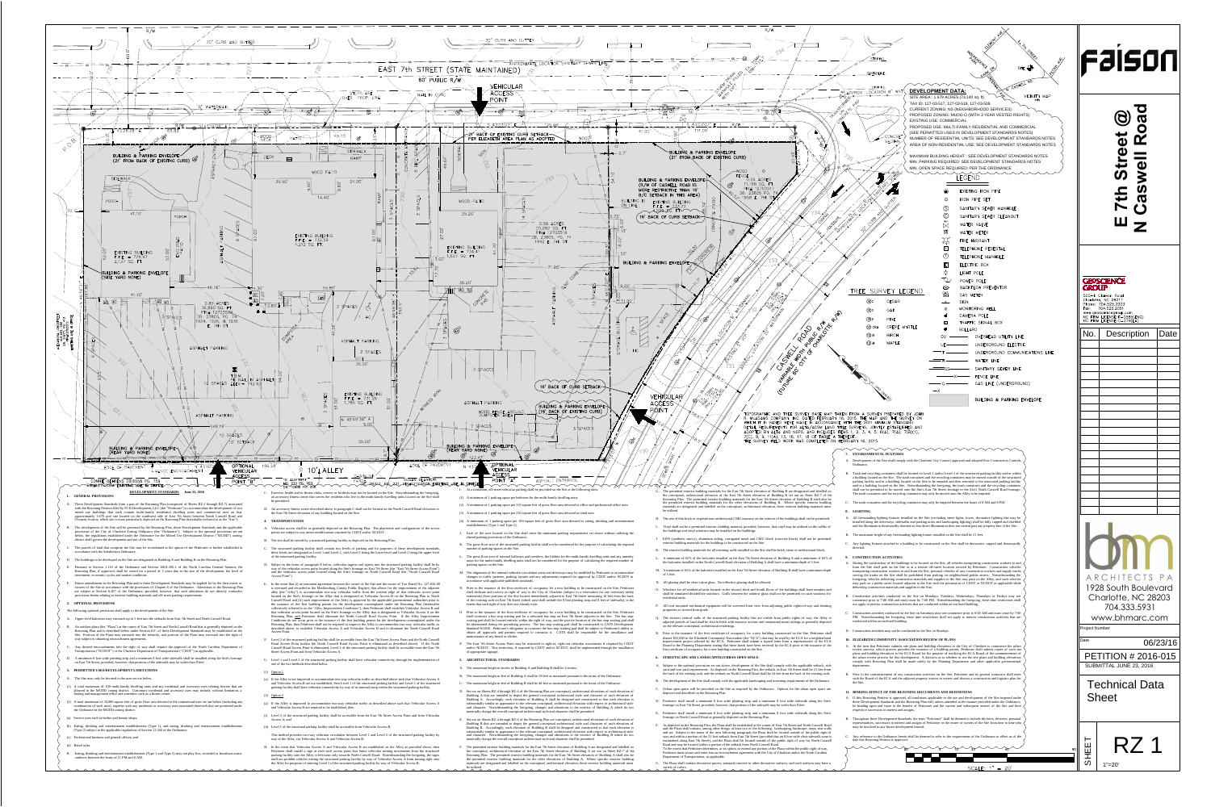# E 7th Street @ N Caswell Road

**Faison**

## DEVELOPMENT DATA:

- SITE AREA: 1.670 ACRES (72,748 sq. ft.)
- TAX ID: 127-03-517, 127-03-518, 127-03-509
- CURRENT ZONING: NS (NEIGHBORHOOD SERVICES)
- PROPOSED ZONING: MUDD-O (WITH 5 YEAR VESTED RIGHTS)
- EXISTING USE: COMMERCIAL
- PROPOSED USE: MULTI-FAMILY RESIDENTIAL AND COMMERCIAL (SEE PERMITTED USES IN DEVELOPMENT STANDARDS NOTES)
- NUMBER OF RESIDENTIAL UNITS: SEE DEVELOPMENT STANDARDS NOTES
- AREA OF NON-RESIDENTIAL USE: SEE DEVELOPMENT STANDARDS NOTES
- MAXIMUM BUILDING HEIGHT: SEE DEVELOPMENT STANDARDS NOTES
- MIN. PARKING REQUIRED: SEE DEVELOPMENT STANDARDS NOTES
- MIN. OPEN SPACE REQUIRED: PER THE ORDINANCE

## LEGEND

- EXISTING IRON PIPE
- IRON PIPE SET
- SANITARY SEWER MANHOLE
- SANITARY SEWER CLEANOUT
- WATER VALVE
- WATER METER
- FIRE HYDRANT
- TELEPHONE PEDESTAL
- TELEPHONE MANHOLE
- ELECTRIC BOX
- LIGHT POLE
- POWER POLE
- BACKFLOW PREVENTER
- GAS METER
- SIGN
- MONITORING WELL
- CAMERA POLE
- TRAFFIC SIGNAL BOX
- BOLLARD
- OVERHEAD UTILITY LINE
- UNDERGROUND ELECTRIC
- UNDERGROUND COMMUNICATIONS LINE
- WATER LINE
- SANITARY SEWER LINE
- FENCE LINE
- GAS LINE (UNDERGROUND)
- BUILDING & PARKING ENVELOPE

## TREE SURVEY LEGEND

- CEDAR
- OAK
- PINE
- CREPE MYRTLE
- BIRCH
- MAPLE

TOPOGRAPHIC AND TREE SURVEY BASE MAP TAKEN FROM A SURVEY PREPARED BY JOHN R. MCADAMS COMPANY, INC. DATED FEBRUARY 10, 2015. THE MAP AND THE SURVEY ON WHICH IT IS BASED WERE MADE IN ACCORDANCE WITH THE 2011 MINIMUM STANDARD DETAIL REQUIREMENTS FOR ALTA/ACSM LAND TITLE SURVEYS, JOINTLY ESTABLISHED AND ADOPTED BY ALTA AND NSPS, AND INCLUDES ITEMS 1, 2, 3, 4, 5, 6(A), 7(A), 7(B)(1), 7(C), 8, 9, 11(A), 13, 16, 17, 18 OF TABLE A THEREOF. THE SURVEY FIELD WORK WAS COMPLETED ON FEBRUARY 10, 2015.

EAST 7th STREET (STATE MAINTAINED)
80' PUBLIC R/W

CASWELL ROAD
VARIABLE WIDTH PUBLIC R/W (FUTURE 60' CITY OF CHARLOTTE R/W)

VEHICULAR ACCESS POINT

BUILDING & PARKING ENVELOPE (21' FROM BACK OF EXISTING CURB)

BUILDING & PARKING ENVELOPE (R/W OF CASWELL ROAD IS MORE RESTRICTIVE THAN 16' B/C SETBACK IN THIS AREA)

BUILDING & PARKING ENVELOPE (REAR YARD NONE)

BUILDING & PARKING ENVELOPE (16' BACK OF EXISTING CURB)

OPTIONAL VEHICULAR ACCESS POINT "B"

10' ALLEY

OPTIONAL VEHICULAR ACCESS POINT "A"

## DEVELOPMENT STANDARDS June 23, 2016

### 1. GENERAL PROVISIONS

### 2. OPTIONAL PROVISIONS

### 3. PERMITTED USES/DEVELOPMENT LIMITATIONS

### 4. TRANSPORTATION

### 5. ARCHITECTURAL STANDARDS

### 6. STREETSCAPE AND LANDSCAPING/URBAN OPEN SPACE

### 7. ENVIRONMENTAL FEATURES

### 8. LIGHTING

### 9. CONSTRUCTION ACTIVITIES

### 10. ELIZABETH COMMUNITY ASSOCIATION REVIEW OF PLANS

### 11. BINDING EFFECT OF THE REZONING DOCUMENTS AND DEFINITIONS

---

**GEOSCIENCE GROUP**
500-K Clanton Road
Charlotte, NC 28217
Phone: 704.525.2003
Fax: 704.525.2051

| No. | Description | Date |
|---|---|---|

**bm ARCHITECTS PA**
1928 South Boulevard
Charlotte, NC 28203
704.333.5931
www.bhmarc.com

Project Number

Date: 06/23/16

PETITION # 2016-015

SUBMITTAL JUNE 23, 2016

**Technical Data Sheet**

SHEET **RZ 1**

1"=20'

SCALE: 1" = 20'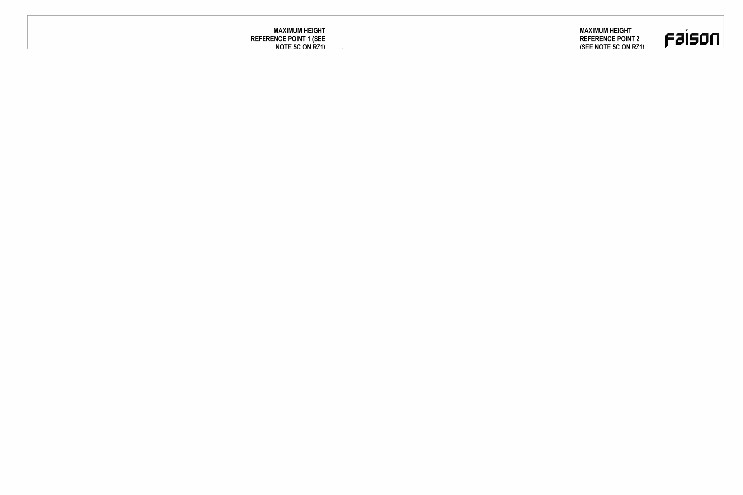MAXIMUM HEIGHT
REFERENCE POINT 1 (SEE
NOTE 5C ON RZ1)

MAXIMUM HEIGHT
REFERENCE POINT 2
(SEE NOTE 5C ON RZ1)

Faison